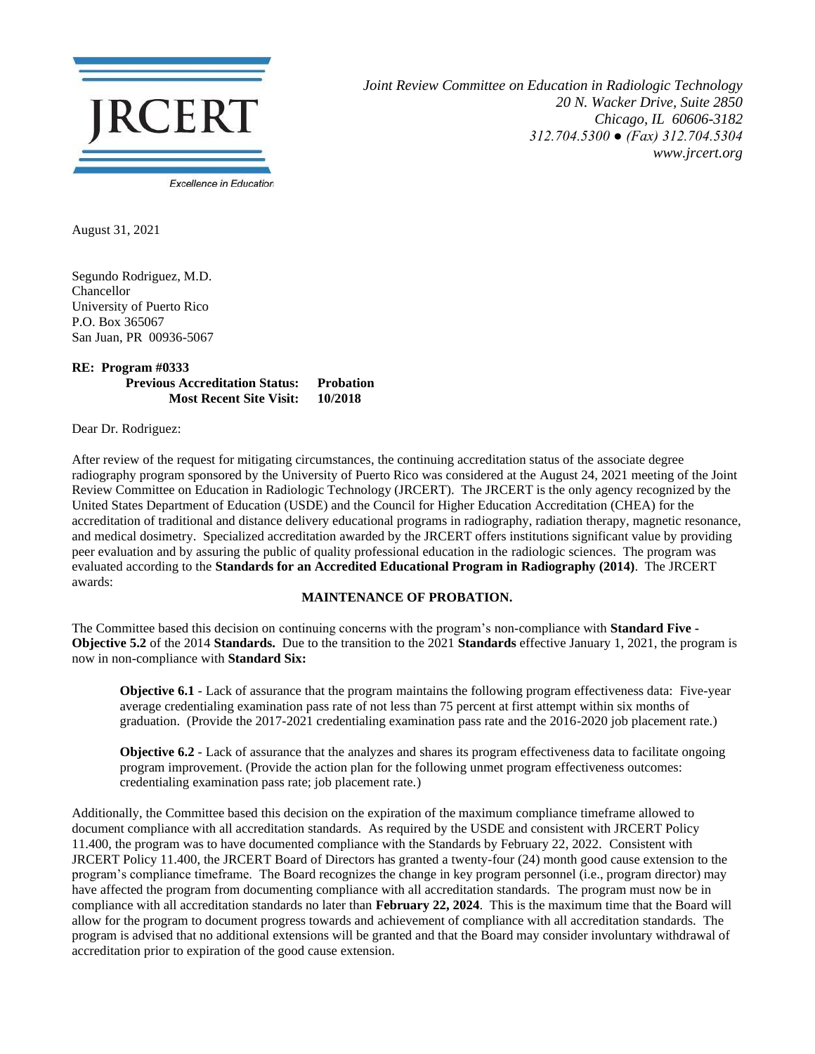JRCERT

Excellence in Education

*Joint Review Committee on Education in Radiologic Technology*
*20 N. Wacker Drive, Suite 2850*
*Chicago, IL 60606-3182*
*312.704.5300 ● (Fax) 312.704.5304*
*www.jrcert.org*

August 31, 2021

Segundo Rodriguez, M.D.
Chancellor
University of Puerto Rico
P.O. Box 365067
San Juan, PR 00936-5067

**RE: Program #0333**
**Previous Accreditation Status: Probation**
**Most Recent Site Visit: 10/2018**

Dear Dr. Rodriguez:

After review of the request for mitigating circumstances, the continuing accreditation status of the associate degree radiography program sponsored by the University of Puerto Rico was considered at the August 24, 2021 meeting of the Joint Review Committee on Education in Radiologic Technology (JRCERT). The JRCERT is the only agency recognized by the United States Department of Education (USDE) and the Council for Higher Education Accreditation (CHEA) for the accreditation of traditional and distance delivery educational programs in radiography, radiation therapy, magnetic resonance, and medical dosimetry. Specialized accreditation awarded by the JRCERT offers institutions significant value by providing peer evaluation and by assuring the public of quality professional education in the radiologic sciences. The program was evaluated according to the **Standards for an Accredited Educational Program in Radiography (2014)**. The JRCERT awards:

**MAINTENANCE OF PROBATION.**

The Committee based this decision on continuing concerns with the program's non-compliance with **Standard Five - Objective 5.2** of the 2014 **Standards.** Due to the transition to the 2021 **Standards** effective January 1, 2021, the program is now in non-compliance with **Standard Six:**

> **Objective 6.1** - Lack of assurance that the program maintains the following program effectiveness data: Five-year average credentialing examination pass rate of not less than 75 percent at first attempt within six months of graduation. (Provide the 2017-2021 credentialing examination pass rate and the 2016-2020 job placement rate.)
>
> **Objective 6.2** - Lack of assurance that the analyzes and shares its program effectiveness data to facilitate ongoing program improvement. (Provide the action plan for the following unmet program effectiveness outcomes: credentialing examination pass rate; job placement rate.)

Additionally, the Committee based this decision on the expiration of the maximum compliance timeframe allowed to document compliance with all accreditation standards. As required by the USDE and consistent with JRCERT Policy 11.400, the program was to have documented compliance with the Standards by February 22, 2022. Consistent with JRCERT Policy 11.400, the JRCERT Board of Directors has granted a twenty-four (24) month good cause extension to the program's compliance timeframe. The Board recognizes the change in key program personnel (i.e., program director) may have affected the program from documenting compliance with all accreditation standards. The program must now be in compliance with all accreditation standards no later than **February 22, 2024**. This is the maximum time that the Board will allow for the program to document progress towards and achievement of compliance with all accreditation standards. The program is advised that no additional extensions will be granted and that the Board may consider involuntary withdrawal of accreditation prior to expiration of the good cause extension.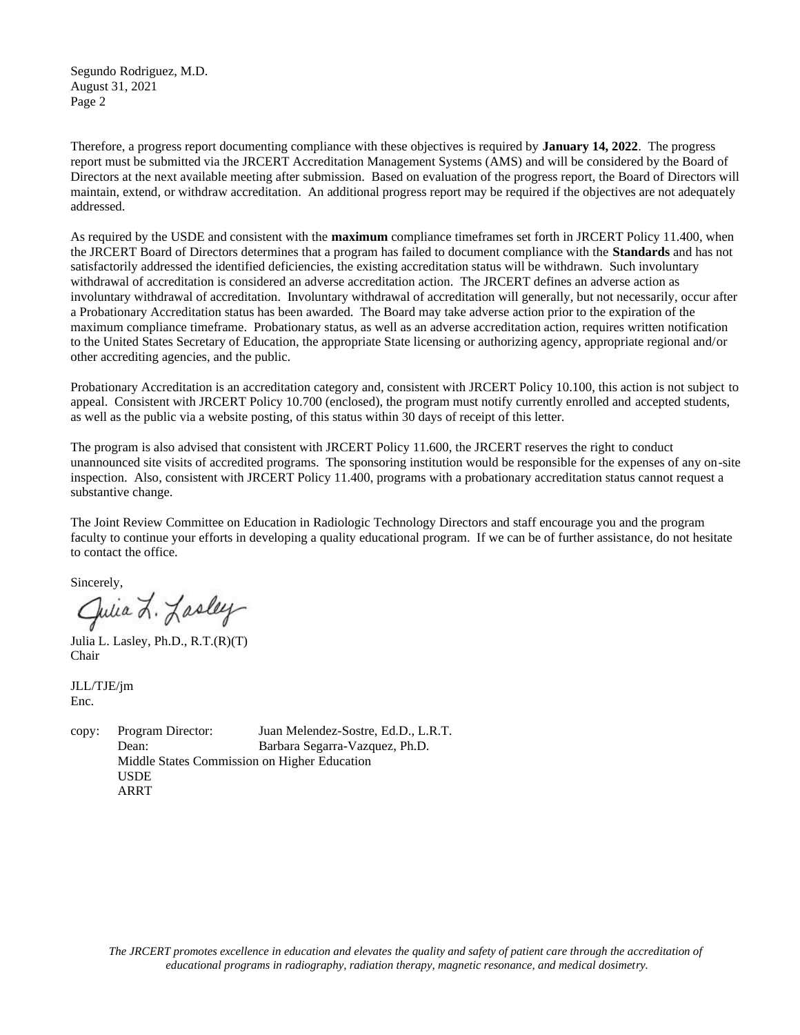Therefore, a progress report documenting compliance with these objectives is required by **January 14, 2022**. The progress report must be submitted via the JRCERT Accreditation Management Systems (AMS) and will be considered by the Board of Directors at the next available meeting after submission. Based on evaluation of the progress report, the Board of Directors will maintain, extend, or withdraw accreditation. An additional progress report may be required if the objectives are not adequately addressed.

As required by the USDE and consistent with the **maximum** compliance timeframes set forth in JRCERT Policy 11.400, when the JRCERT Board of Directors determines that a program has failed to document compliance with the **Standards** and has not satisfactorily addressed the identified deficiencies, the existing accreditation status will be withdrawn. Such involuntary withdrawal of accreditation is considered an adverse accreditation action. The JRCERT defines an adverse action as involuntary withdrawal of accreditation. Involuntary withdrawal of accreditation will generally, but not necessarily, occur after a Probationary Accreditation status has been awarded. The Board may take adverse action prior to the expiration of the maximum compliance timeframe. Probationary status, as well as an adverse accreditation action, requires written notification to the United States Secretary of Education, the appropriate State licensing or authorizing agency, appropriate regional and/or other accrediting agencies, and the public.

Probationary Accreditation is an accreditation category and, consistent with JRCERT Policy 10.100, this action is not subject to appeal. Consistent with JRCERT Policy 10.700 (enclosed), the program must notify currently enrolled and accepted students, as well as the public via a website posting, of this status within 30 days of receipt of this letter.

The program is also advised that consistent with JRCERT Policy 11.600, the JRCERT reserves the right to conduct unannounced site visits of accredited programs. The sponsoring institution would be responsible for the expenses of any on-site inspection. Also, consistent with JRCERT Policy 11.400, programs with a probationary accreditation status cannot request a substantive change.

The Joint Review Committee on Education in Radiologic Technology Directors and staff encourage you and the program faculty to continue your efforts in developing a quality educational program. If we can be of further assistance, do not hesitate to contact the office.

Sincerely,

Julia L. Lasley, Ph.D., R.T.(R)(T)
Chair

JLL/TJE/jm
Enc.

copy: Program Director: Juan Melendez-Sostre, Ed.D., L.R.T.
Dean: Barbara Segarra-Vazquez, Ph.D.
Middle States Commission on Higher Education
USDE
ARRT

*The JRCERT promotes excellence in education and elevates the quality and safety of patient care through the accreditation of educational programs in radiography, radiation therapy, magnetic resonance, and medical dosimetry.*